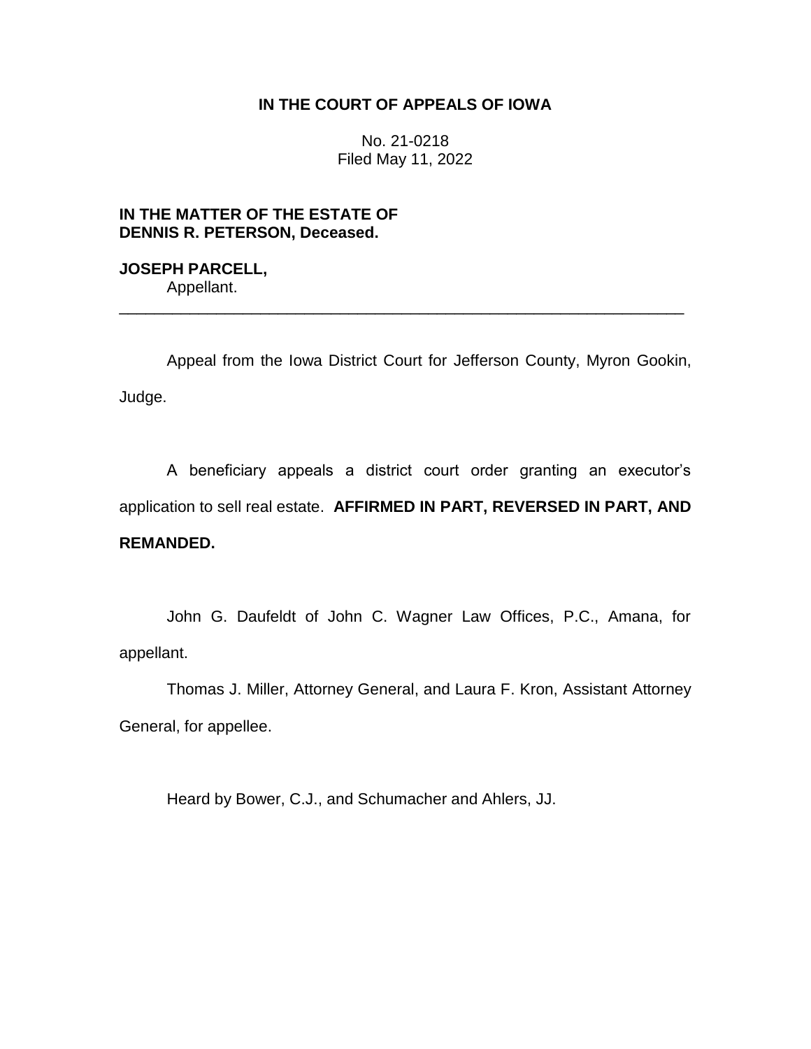**IN THE COURT OF APPEALS OF IOWA**

No. 21-0218
Filed May 11, 2022

**IN THE MATTER OF THE ESTATE OF DENNIS R. PETERSON, Deceased.**

**JOSEPH PARCELL,**
Appellant.

---

Appeal from the Iowa District Court for Jefferson County, Myron Gookin, Judge.

A beneficiary appeals a district court order granting an executor's application to sell real estate. **AFFIRMED IN PART, REVERSED IN PART, AND REMANDED.**

John G. Daufeldt of John C. Wagner Law Offices, P.C., Amana, for appellant.

Thomas J. Miller, Attorney General, and Laura F. Kron, Assistant Attorney General, for appellee.

Heard by Bower, C.J., and Schumacher and Ahlers, JJ.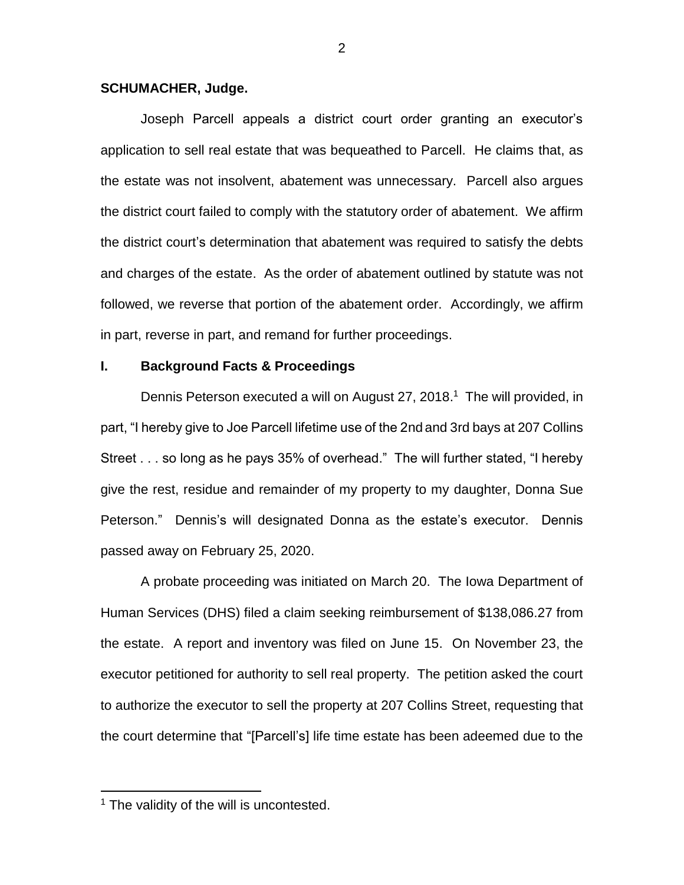**SCHUMACHER, Judge.**

Joseph Parcell appeals a district court order granting an executor's application to sell real estate that was bequeathed to Parcell. He claims that, as the estate was not insolvent, abatement was unnecessary. Parcell also argues the district court failed to comply with the statutory order of abatement. We affirm the district court's determination that abatement was required to satisfy the debts and charges of the estate. As the order of abatement outlined by statute was not followed, we reverse that portion of the abatement order. Accordingly, we affirm in part, reverse in part, and remand for further proceedings.

## I. Background Facts & Proceedings

Dennis Peterson executed a will on August 27, 2018.[1] The will provided, in part, "I hereby give to Joe Parcell lifetime use of the 2nd and 3rd bays at 207 Collins Street . . . so long as he pays 35% of overhead." The will further stated, "I hereby give the rest, residue and remainder of my property to my daughter, Donna Sue Peterson." Dennis's will designated Donna as the estate's executor. Dennis passed away on February 25, 2020.

A probate proceeding was initiated on March 20. The Iowa Department of Human Services (DHS) filed a claim seeking reimbursement of $138,086.27 from the estate. A report and inventory was filed on June 15. On November 23, the executor petitioned for authority to sell real property. The petition asked the court to authorize the executor to sell the property at 207 Collins Street, requesting that the court determine that "[Parcell's] life time estate has been adeemed due to the

[1] The validity of the will is uncontested.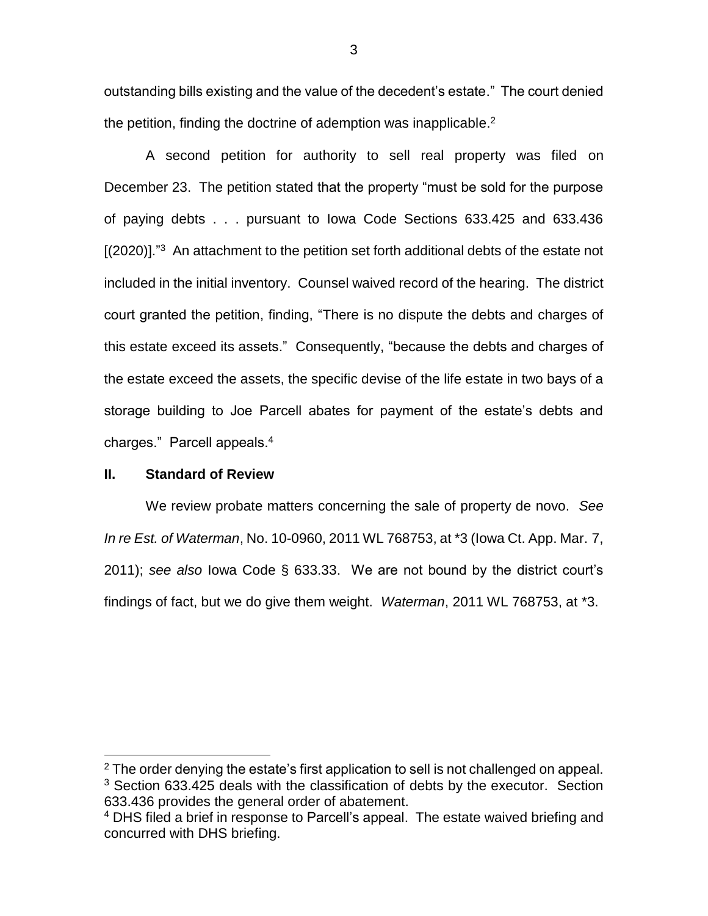outstanding bills existing and the value of the decedent's estate." The court denied the petition, finding the doctrine of ademption was inapplicable.[2]

A second petition for authority to sell real property was filed on December 23. The petition stated that the property "must be sold for the purpose of paying debts . . . pursuant to Iowa Code Sections 633.425 and 633.436 [(2020)]."[3] An attachment to the petition set forth additional debts of the estate not included in the initial inventory. Counsel waived record of the hearing. The district court granted the petition, finding, "There is no dispute the debts and charges of this estate exceed its assets." Consequently, "because the debts and charges of the estate exceed the assets, the specific devise of the life estate in two bays of a storage building to Joe Parcell abates for payment of the estate's debts and charges." Parcell appeals.[4]

## II. Standard of Review

We review probate matters concerning the sale of property de novo. *See In re Est. of Waterman*, No. 10-0960, 2011 WL 768753, at *3 (Iowa Ct. App. Mar. 7, 2011); *see also* Iowa Code § 633.33. We are not bound by the district court's findings of fact, but we do give them weight. *Waterman*, 2011 WL 768753, at *3.

---

[2] The order denying the estate's first application to sell is not challenged on appeal.

[3] Section 633.425 deals with the classification of debts by the executor. Section 633.436 provides the general order of abatement.

[4] DHS filed a brief in response to Parcell's appeal. The estate waived briefing and concurred with DHS briefing.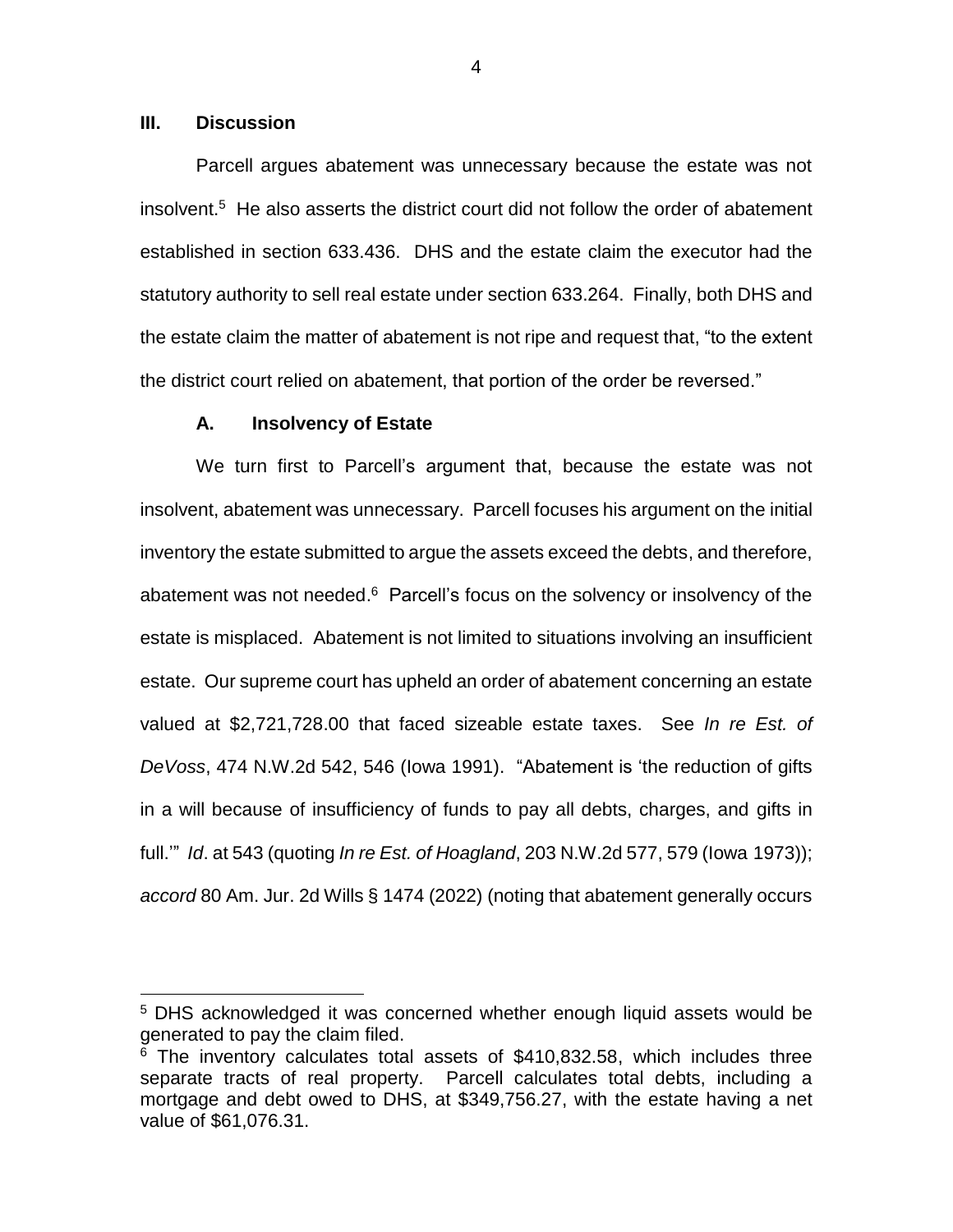## III. Discussion

Parcell argues abatement was unnecessary because the estate was not insolvent.[5] He also asserts the district court did not follow the order of abatement established in section 633.436. DHS and the estate claim the executor had the statutory authority to sell real estate under section 633.264. Finally, both DHS and the estate claim the matter of abatement is not ripe and request that, "to the extent the district court relied on abatement, that portion of the order be reversed."

### A. Insolvency of Estate

We turn first to Parcell's argument that, because the estate was not insolvent, abatement was unnecessary. Parcell focuses his argument on the initial inventory the estate submitted to argue the assets exceed the debts, and therefore, abatement was not needed.[6] Parcell's focus on the solvency or insolvency of the estate is misplaced. Abatement is not limited to situations involving an insufficient estate. Our supreme court has upheld an order of abatement concerning an estate valued at $2,721,728.00 that faced sizeable estate taxes. See *In re Est. of DeVoss*, 474 N.W.2d 542, 546 (Iowa 1991). "Abatement is 'the reduction of gifts in a will because of insufficiency of funds to pay all debts, charges, and gifts in full.'" *Id*. at 543 (quoting *In re Est. of Hoagland*, 203 N.W.2d 577, 579 (Iowa 1973)); *accord* 80 Am. Jur. 2d Wills § 1474 (2022) (noting that abatement generally occurs

---

[5] DHS acknowledged it was concerned whether enough liquid assets would be generated to pay the claim filed.

[6] The inventory calculates total assets of $410,832.58, which includes three separate tracts of real property. Parcell calculates total debts, including a mortgage and debt owed to DHS, at $349,756.27, with the estate having a net value of $61,076.31.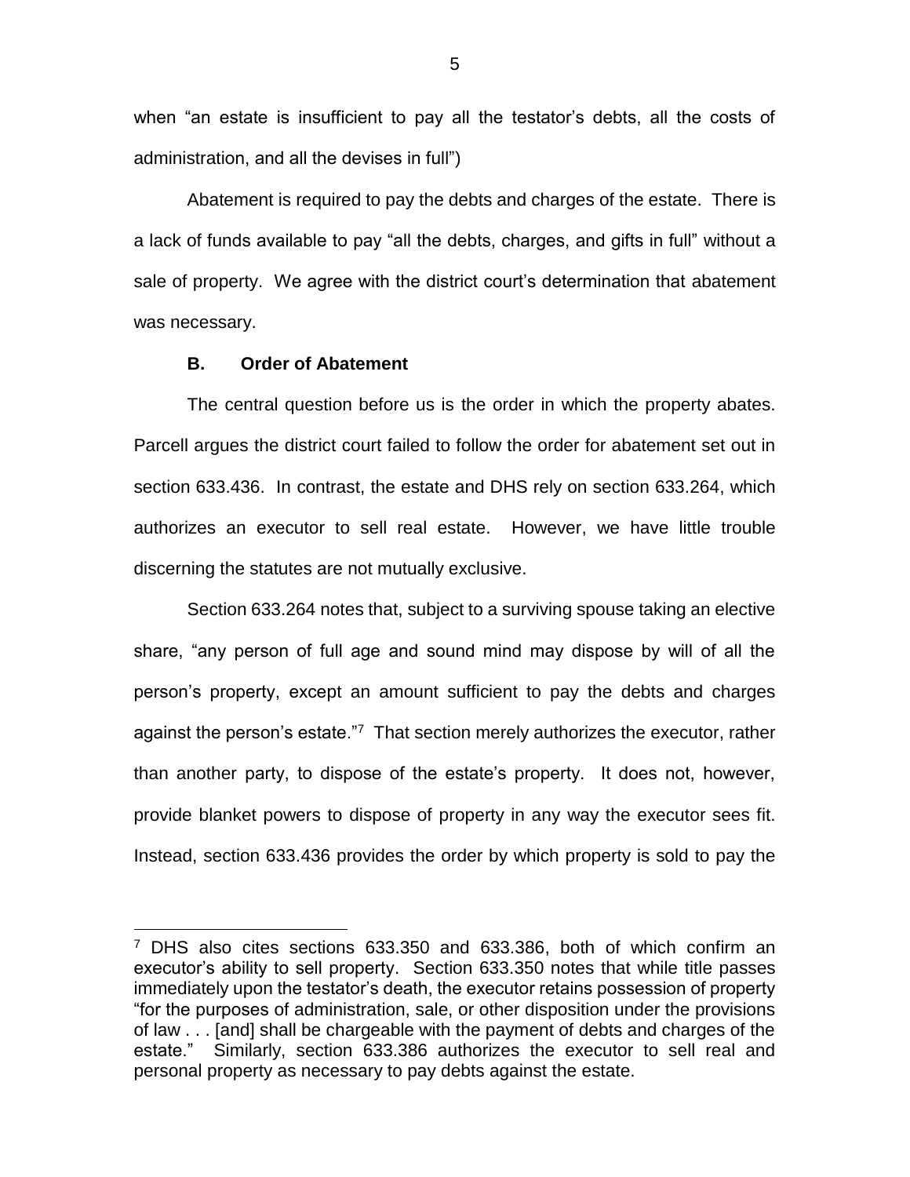when "an estate is insufficient to pay all the testator's debts, all the costs of administration, and all the devises in full")

Abatement is required to pay the debts and charges of the estate. There is a lack of funds available to pay "all the debts, charges, and gifts in full" without a sale of property. We agree with the district court's determination that abatement was necessary.

### B. Order of Abatement

The central question before us is the order in which the property abates. Parcell argues the district court failed to follow the order for abatement set out in section 633.436. In contrast, the estate and DHS rely on section 633.264, which authorizes an executor to sell real estate. However, we have little trouble discerning the statutes are not mutually exclusive.

Section 633.264 notes that, subject to a surviving spouse taking an elective share, "any person of full age and sound mind may dispose by will of all the person's property, except an amount sufficient to pay the debts and charges against the person's estate."[7] That section merely authorizes the executor, rather than another party, to dispose of the estate's property. It does not, however, provide blanket powers to dispose of property in any way the executor sees fit. Instead, section 633.436 provides the order by which property is sold to pay the

[7] DHS also cites sections 633.350 and 633.386, both of which confirm an executor's ability to sell property. Section 633.350 notes that while title passes immediately upon the testator's death, the executor retains possession of property "for the purposes of administration, sale, or other disposition under the provisions of law . . . [and] shall be chargeable with the payment of debts and charges of the estate." Similarly, section 633.386 authorizes the executor to sell real and personal property as necessary to pay debts against the estate.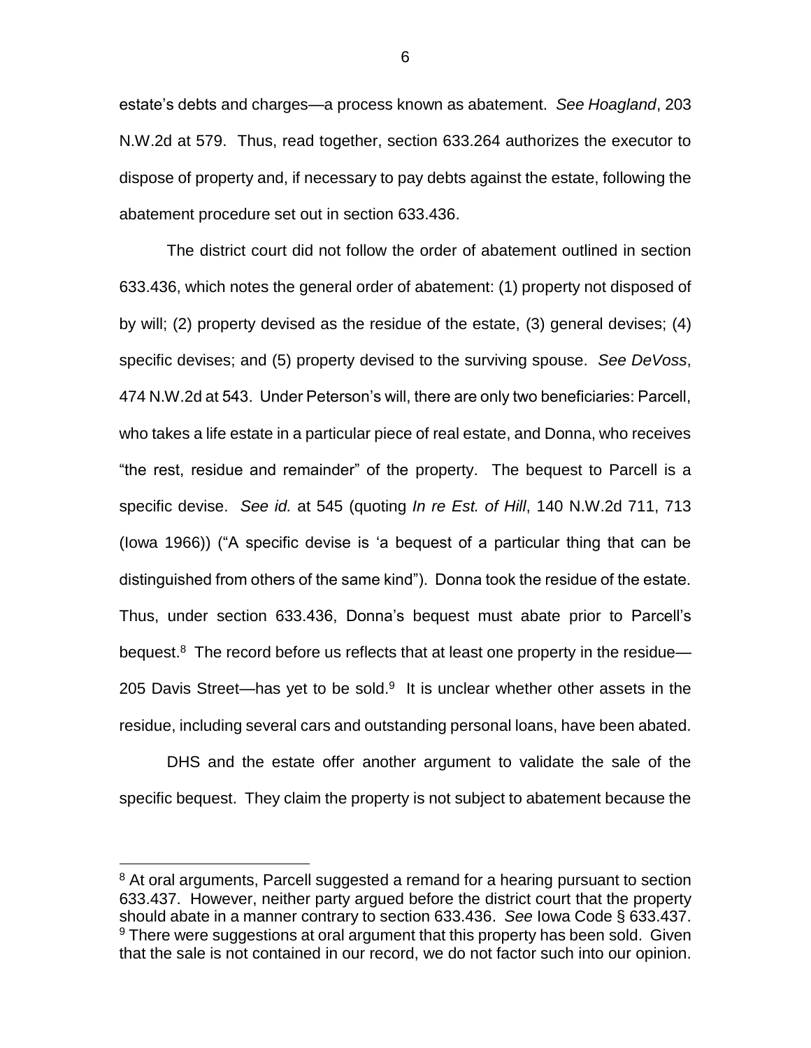estate's debts and charges—a process known as abatement. *See Hoagland*, 203 N.W.2d at 579. Thus, read together, section 633.264 authorizes the executor to dispose of property and, if necessary to pay debts against the estate, following the abatement procedure set out in section 633.436.

The district court did not follow the order of abatement outlined in section 633.436, which notes the general order of abatement: (1) property not disposed of by will; (2) property devised as the residue of the estate, (3) general devises; (4) specific devises; and (5) property devised to the surviving spouse. *See DeVoss*, 474 N.W.2d at 543. Under Peterson's will, there are only two beneficiaries: Parcell, who takes a life estate in a particular piece of real estate, and Donna, who receives "the rest, residue and remainder" of the property. The bequest to Parcell is a specific devise. *See id.* at 545 (quoting *In re Est. of Hill*, 140 N.W.2d 711, 713 (Iowa 1966)) ("A specific devise is 'a bequest of a particular thing that can be distinguished from others of the same kind"). Donna took the residue of the estate. Thus, under section 633.436, Donna's bequest must abate prior to Parcell's bequest.[8] The record before us reflects that at least one property in the residue—205 Davis Street—has yet to be sold.[9] It is unclear whether other assets in the residue, including several cars and outstanding personal loans, have been abated.

DHS and the estate offer another argument to validate the sale of the specific bequest. They claim the property is not subject to abatement because the

[8] At oral arguments, Parcell suggested a remand for a hearing pursuant to section 633.437. However, neither party argued before the district court that the property should abate in a manner contrary to section 633.436. *See* Iowa Code § 633.437.

[9] There were suggestions at oral argument that this property has been sold. Given that the sale is not contained in our record, we do not factor such into our opinion.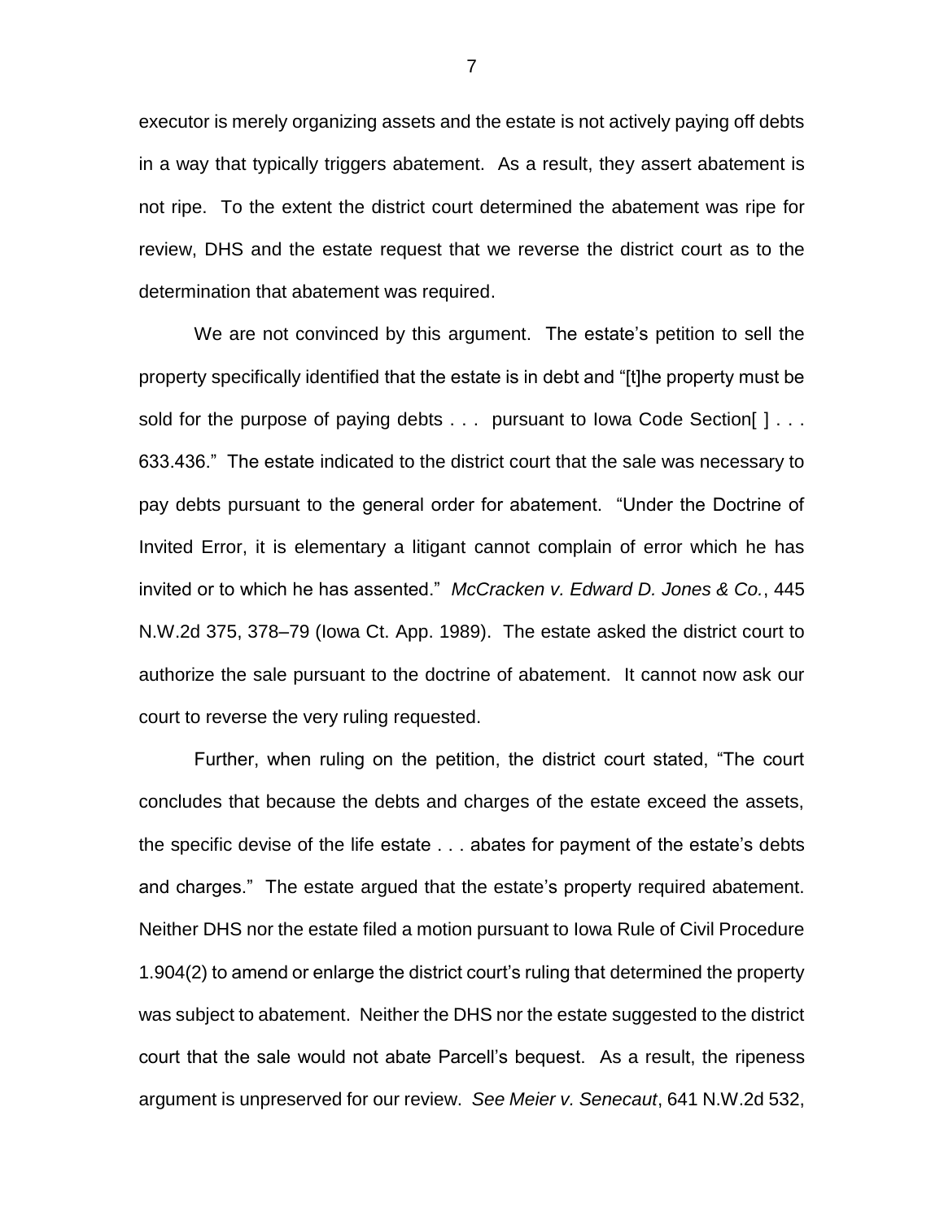executor is merely organizing assets and the estate is not actively paying off debts in a way that typically triggers abatement. As a result, they assert abatement is not ripe. To the extent the district court determined the abatement was ripe for review, DHS and the estate request that we reverse the district court as to the determination that abatement was required.

We are not convinced by this argument. The estate's petition to sell the property specifically identified that the estate is in debt and "[t]he property must be sold for the purpose of paying debts . . . pursuant to Iowa Code Section[ ] . . . 633.436." The estate indicated to the district court that the sale was necessary to pay debts pursuant to the general order for abatement. "Under the Doctrine of Invited Error, it is elementary a litigant cannot complain of error which he has invited or to which he has assented." *McCracken v. Edward D. Jones & Co.*, 445 N.W.2d 375, 378–79 (Iowa Ct. App. 1989). The estate asked the district court to authorize the sale pursuant to the doctrine of abatement. It cannot now ask our court to reverse the very ruling requested.

Further, when ruling on the petition, the district court stated, "The court concludes that because the debts and charges of the estate exceed the assets, the specific devise of the life estate . . . abates for payment of the estate's debts and charges." The estate argued that the estate's property required abatement. Neither DHS nor the estate filed a motion pursuant to Iowa Rule of Civil Procedure 1.904(2) to amend or enlarge the district court's ruling that determined the property was subject to abatement. Neither the DHS nor the estate suggested to the district court that the sale would not abate Parcell's bequest. As a result, the ripeness argument is unpreserved for our review. *See Meier v. Senecaut*, 641 N.W.2d 532,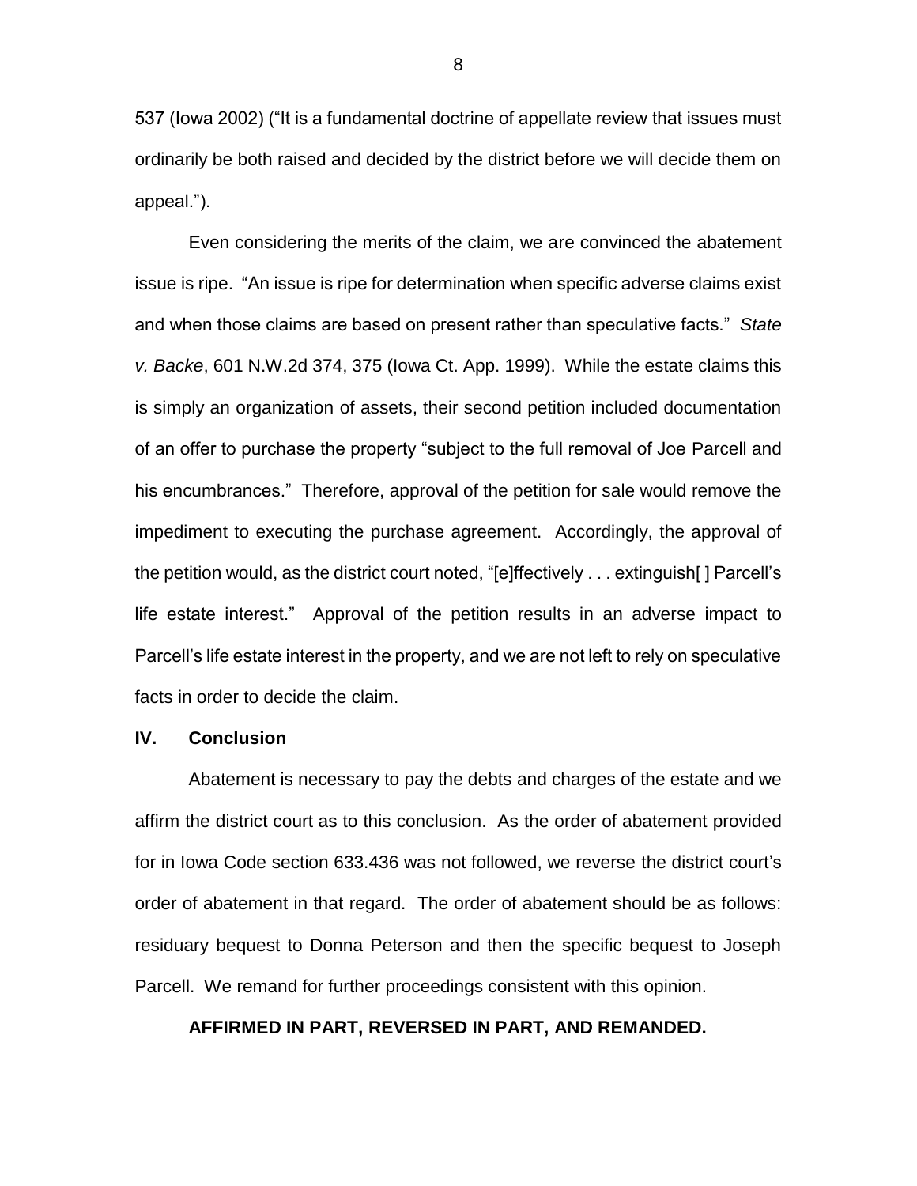537 (Iowa 2002) ("It is a fundamental doctrine of appellate review that issues must ordinarily be both raised and decided by the district before we will decide them on appeal.").

Even considering the merits of the claim, we are convinced the abatement issue is ripe. "An issue is ripe for determination when specific adverse claims exist and when those claims are based on present rather than speculative facts." *State v. Backe*, 601 N.W.2d 374, 375 (Iowa Ct. App. 1999). While the estate claims this is simply an organization of assets, their second petition included documentation of an offer to purchase the property "subject to the full removal of Joe Parcell and his encumbrances." Therefore, approval of the petition for sale would remove the impediment to executing the purchase agreement. Accordingly, the approval of the petition would, as the district court noted, "[e]ffectively . . . extinguish[ ] Parcell's life estate interest." Approval of the petition results in an adverse impact to Parcell's life estate interest in the property, and we are not left to rely on speculative facts in order to decide the claim.

## IV. Conclusion

Abatement is necessary to pay the debts and charges of the estate and we affirm the district court as to this conclusion. As the order of abatement provided for in Iowa Code section 633.436 was not followed, we reverse the district court's order of abatement in that regard. The order of abatement should be as follows: residuary bequest to Donna Peterson and then the specific bequest to Joseph Parcell. We remand for further proceedings consistent with this opinion.

**AFFIRMED IN PART, REVERSED IN PART, AND REMANDED.**